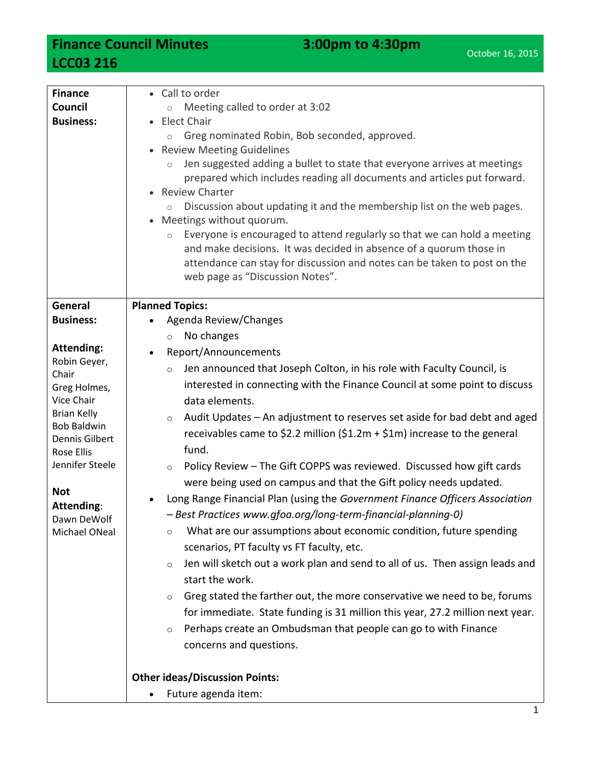# Finance Council Minutes — 3:00pm to 4:30pm — October 16, 2015
## LCC03 216

| | |
|---|---|
| **Finance Council Business:** | • Call to order<br>  ○ Meeting called to order at 3:02<br>• Elect Chair<br>  ○ Greg nominated Robin, Bob seconded, approved.<br>• Review Meeting Guidelines<br>  ○ Jen suggested adding a bullet to state that everyone arrives at meetings prepared which includes reading all documents and articles put forward.<br>• Review Charter<br>  ○ Discussion about updating it and the membership list on the web pages.<br>• Meetings without quorum.<br>  ○ Everyone is encouraged to attend regularly so that we can hold a meeting and make decisions. It was decided in absence of a quorum those in attendance can stay for discussion and notes can be taken to post on the web page as "Discussion Notes". |
| **General Business:**<br><br>**Attending:**<br>Robin Geyer, Chair<br>Greg Holmes, Vice Chair<br>Brian Kelly<br>Bob Baldwin<br>Dennis Gilbert<br>Rose Ellis<br>Jennifer Steele<br><br>**Not Attending**:<br>Dawn DeWolf<br>Michael ONeal | **Planned Topics:**<br>• Agenda Review/Changes<br>  ○ No changes<br>• Report/Announcements<br>  ○ Jen announced that Joseph Colton, in his role with Faculty Council, is interested in connecting with the Finance Council at some point to discuss data elements.<br>  ○ Audit Updates – An adjustment to reserves set aside for bad debt and aged receivables came to $2.2 million ($1.2m + $1m) increase to the general fund.<br>  ○ Policy Review – The Gift COPPS was reviewed. Discussed how gift cards were being used on campus and that the Gift policy needs updated.<br>• Long Range Financial Plan (using the *Government Finance Officers Association – Best Practices www.gfoa.org/long-term-financial-planning-0)*<br>  ○ What are our assumptions about economic condition, future spending scenarios, PT faculty vs FT faculty, etc.<br>  ○ Jen will sketch out a work plan and send to all of us. Then assign leads and start the work.<br>  ○ Greg stated the farther out, the more conservative we need to be, forums for immediate. State funding is 31 million this year, 27.2 million next year.<br>  ○ Perhaps create an Ombudsman that people can go to with Finance concerns and questions.<br><br>**Other ideas/Discussion Points:**<br>• Future agenda item: |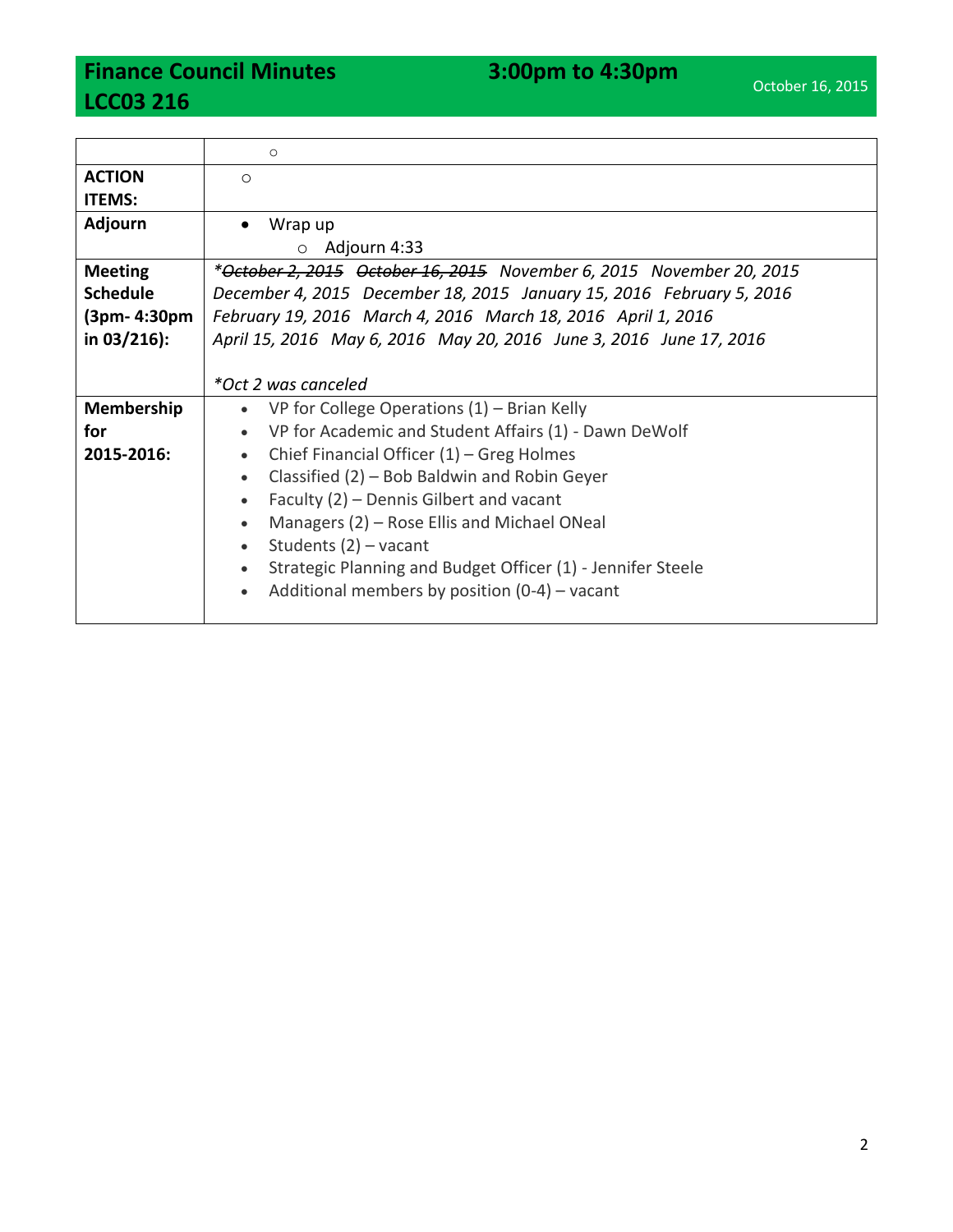| | |
|---|---|
| | ○ |
| **ACTION ITEMS:** | ○ |
| **Adjourn** | • Wrap up<br>○ Adjourn 4:33 |
| **Meeting Schedule (3pm- 4:30pm in 03/216):** | *\*~~October 2, 2015~~ ~~October 16, 2015~~ November 6, 2015 November 20, 2015 December 4, 2015 December 18, 2015 January 15, 2016 February 5, 2016 February 19, 2016 March 4, 2016 March 18, 2016 April 1, 2016 April 15, 2016 May 6, 2016 May 20, 2016 June 3, 2016 June 17, 2016*<br><br>*\*Oct 2 was canceled* |
| **Membership for 2015-2016:** | • VP for College Operations (1) – Brian Kelly<br>• VP for Academic and Student Affairs (1) - Dawn DeWolf<br>• Chief Financial Officer (1) – Greg Holmes<br>• Classified (2) – Bob Baldwin and Robin Geyer<br>• Faculty (2) – Dennis Gilbert and vacant<br>• Managers (2) – Rose Ellis and Michael ONeal<br>• Students (2) – vacant<br>• Strategic Planning and Budget Officer (1) - Jennifer Steele<br>• Additional members by position (0-4) – vacant |